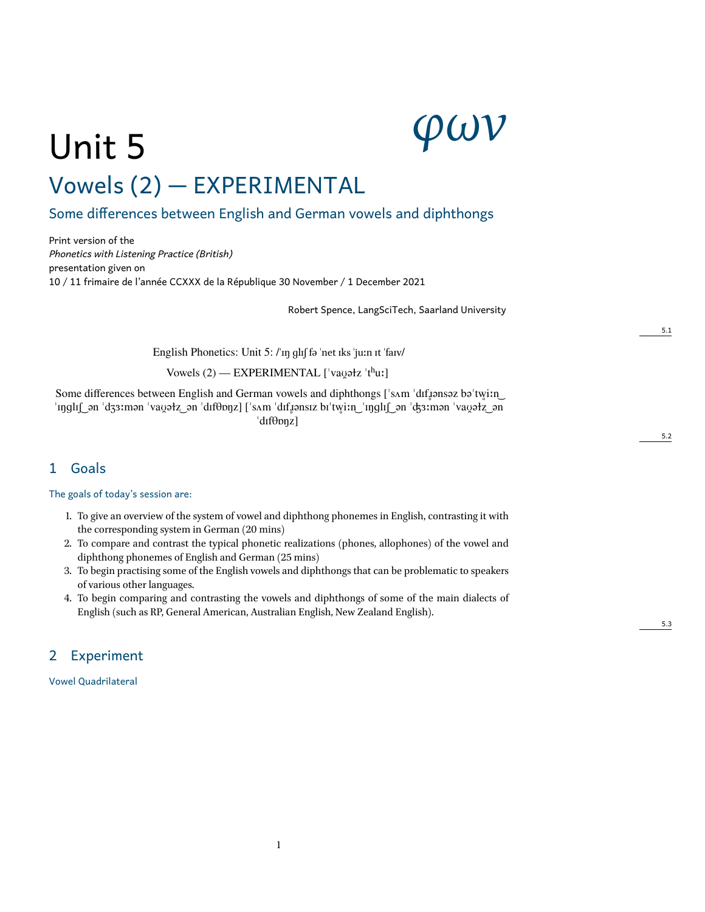# Unit 5

φων

## Vowels (2) — EXPERIMENTAL

### Some differences between English and German vowels and diphthongs

Print version of the
*Phonetics with Listening Practice (British)*
presentation given on
10 / 11 frimaire de l'année CCXXX de la République 30 November / 1 December 2021

Robert Spence, LangSciTech, Saarland University

5.1

English Phonetics: Unit 5: /ˈɪŋ ɡlɪʃ fə ˈnet ɪks ˈjuːn ɪt ˈfaɪv/

Vowels (2) — EXPERIMENTAL [ˈvaʊ̯əɫz ˈtʰuː]

Some differences between English and German vowels and diphthongs [ˈsʌm ˈdɪfɹ̥ənsəz bəˈtw̥iːn‿ˈɪŋɡlɪʃ‿ən ˈdʒɜːmən ˈvaʊ̯əɫz‿ən ˈdɪfθɒŋz] [ˈsʌm ˈdɪfɹ̥ənsɪz bɪˈtw̥iːn‿ˈɪŋɡlɪʃ‿ən ˈʤɜːmən ˈvaʊ̯əɫz‿ən ˈdɪfθɒŋz]

5.2

## 1 Goals

The goals of today's session are:

1. To give an overview of the system of vowel and diphthong phonemes in English, contrasting it with the corresponding system in German (20 mins)
2. To compare and contrast the typical phonetic realizations (phones, allophones) of the vowel and diphthong phonemes of English and German (25 mins)
3. To begin practising some of the English vowels and diphthongs that can be problematic to speakers of various other languages.
4. To begin comparing and contrasting the vowels and diphthongs of some of the main dialects of English (such as RP, General American, Australian English, New Zealand English).

5.3

## 2 Experiment

Vowel Quadrilateral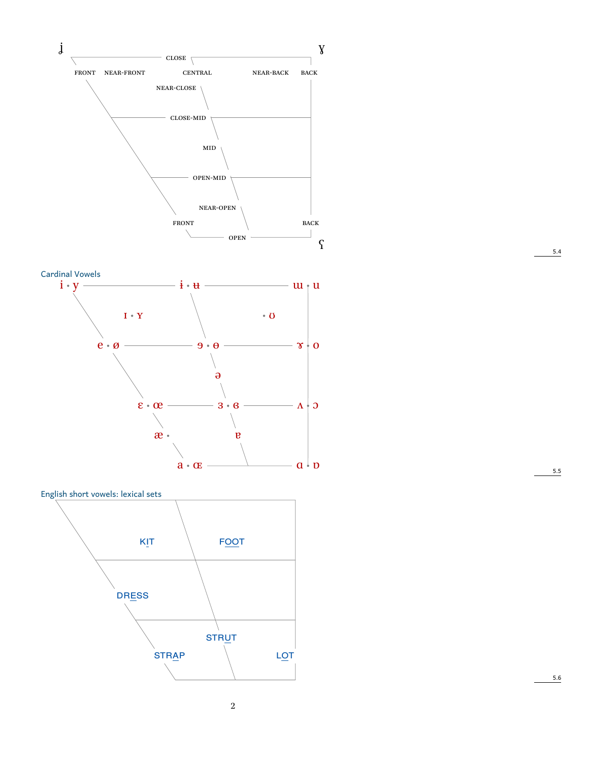ɟ ɣ

CLOSE

FRONT NEAR-FRONT CENTRAL NEAR-BACK BACK

NEAR-CLOSE

CLOSE-MID

MID

OPEN-MID

NEAR-OPEN

FRONT BACK

OPEN

ʕ

5.4

Cardinal Vowels

i • y ɨ • ʉ ɯ • u

ɪ • ʏ • ʊ

e • ø ɘ • ɵ ɤ • o

ə

ɛ • œ ɜ • ɞ ʌ • ɔ

æ • ɐ

a • ɶ ɑ • ɒ

5.5

English short vowels: lexical sets

KIT FOOT

DRESS

STRUT

STRAP LOT

5.6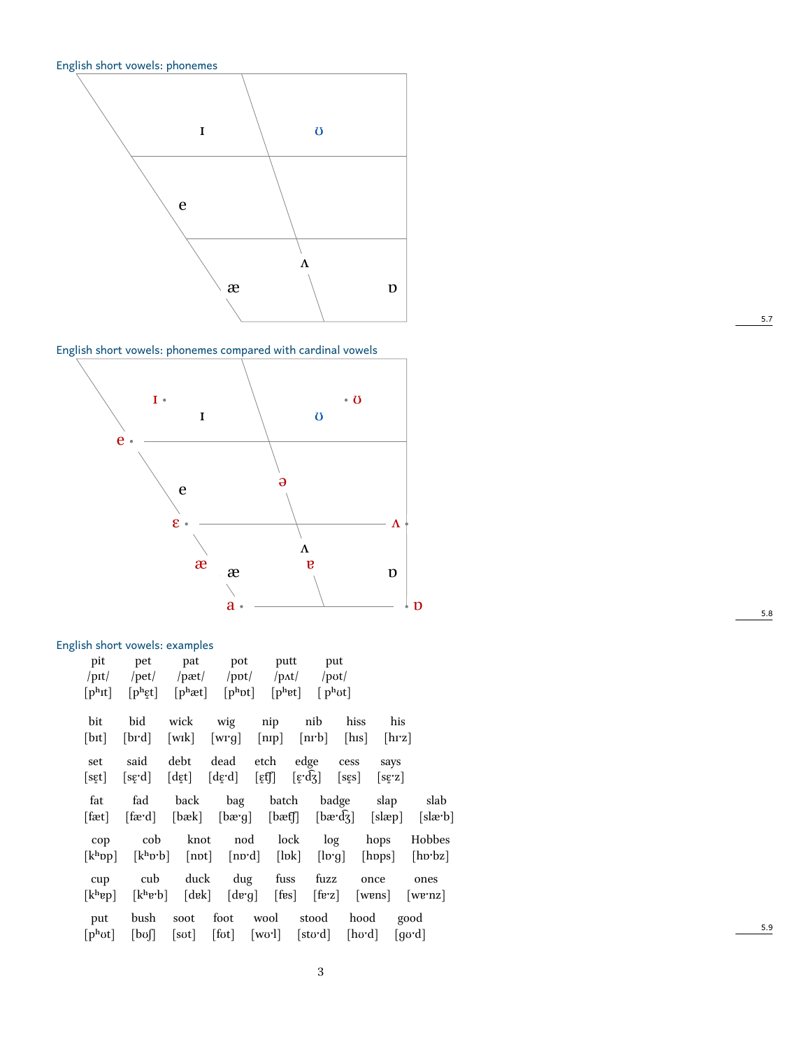English short vowels: phonemes

ɪ ʊ

e

ʌ

æ ɒ

5.7

English short vowels: phonemes compared with cardinal vowels

ɪ • ɪ • ʊ ʊ

e •

ə

e

ɛ • ʌ •

ʌ

æ æ ɐ ɒ

a • • ɒ

5.8

English short vowels: examples

| pit | pet | pat | pot | putt | put |
|---|---|---|---|---|---|
| /pɪt/ | /pet/ | /pæt/ | /pɒt/ | /pʌt/ | /pʊt/ |
| [pʰɪt] | [pʰɛ̝t] | [pʰæt] | [pʰɒt] | [pʰɐt] | [ pʰʊt] |

| bit | bid | wick | wig | nip | nib | hiss | his |
|---|---|---|---|---|---|---|---|
| [bɪt] | [bɪˑd] | [wɪk] | [wɪˑg] | [nɪp] | [nɪˑb] | [hɪs] | [hɪˑz] |
| **set** | **said** | **debt** | **dead** | **etch** | **edge** | **cess** | **says** |
| [sɛ̝t] | [sɛ̝ˑd] | [dɛ̝t] | [dɛ̝ˑd] | [ɛ̝ʧ] | [ɛ̝ˑd͡ʒ] | [sɛ̝s] | [sɛ̝ˑz] |
| **fat** | **fad** | **back** | **bag** | **batch** | **badge** | **slap** | **slab** |
| [fæt] | [fæˑd] | [bæk] | [bæˑg] | [bæʧ] | [bæˑd͡ʒ] | [slæp] | [slæˑb] |
| **cop** | **cob** | **knot** | **nod** | **lock** | **log** | **hops** | **Hobbes** |
| [kʰɒp] | [kʰɒˑb] | [nɒt] | [nɒˑd] | [lɒk] | [lɒˑg] | [hɒps] | [hɒˑbz] |
| **cup** | **cub** | **duck** | **dug** | **fuss** | **fuzz** | **once** | **ones** |
| [kʰɐp] | [kʰɐˑb] | [dɐk] | [dɐˑg] | [fɐs] | [fɐˑz] | [wɐns] | [wɐˑnz] |
| **put** | **bush** | **soot** | **foot** | **wool** | **stood** | **hood** | **good** |
| [pʰʊt] | [bʊʃ] | [sʊt] | [fʊt] | [wʊˑl] | [stʊˑd] | [hʊˑd] | [gʊˑd] |

5.9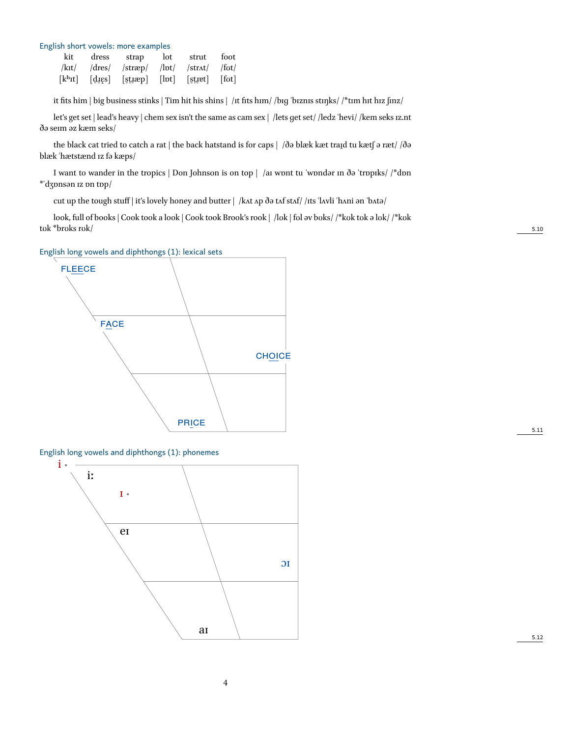### English short vowels: more examples

| kit | dress | strap | lot | strut | foot |
|---|---|---|---|---|---|
| /kɪt/ | /dres/ | /stræp/ | /lɒt/ | /strʌt/ | /fʊt/ |
| [kʰɪt] | [dɹ̥e̞s] | [st̠ɹ̥æp] | [lɒt] | [st̠ɹ̥ɐt] | [fʊt] |

it fits him | big business stinks | Tim hit his shins | /ɪt fɪts hɪm/ /bɪg ˈbɪznɪs stɪŋks/ /*tɪm hɪt hɪz ʃɪnz/

let's get set | lead's heavy | chem sex isn't the same as cam sex | /lets get set/ /ledz ˈhevi/ /kem seks ɪz.nt ðə seɪm əz kæm seks/

the black cat tried to catch a rat | the back hatstand is for caps | /ðə blæk kæt traɪ̯d tu kætʃ ə ræt/ /ðə blæk ˈhætstænd ɪz fə kæps/

I want to wander in the tropics | Don Johnson is on top | /aɪ wɒnt tu ˈwɒndər ɪn ðə ˈtrɒpɪks/ /*dɒn *ˈdʒɒnsən ɪz ɒn tɒp/

cut up the tough stuff | it's lovely honey and butter | /kʌt ʌp ðə tʌf stʌf/ /ɪts ˈlʌvli ˈhʌni ən ˈbʌtə/

look, full of books | Cook took a look | Cook took Brook's rook | /lʊk | fʊl əv bʊks/ /*kʊk tʊk ə lʊk/ /*kʊk tʊk *brʊks rʊk/

5.10

### English long vowels and diphthongs (1): lexical sets

FLEECE

FACE

CHOICE

PRICE

5.11

### English long vowels and diphthongs (1): phonemes

i

iː

ɪ

eɪ

ɔɪ

aɪ

5.12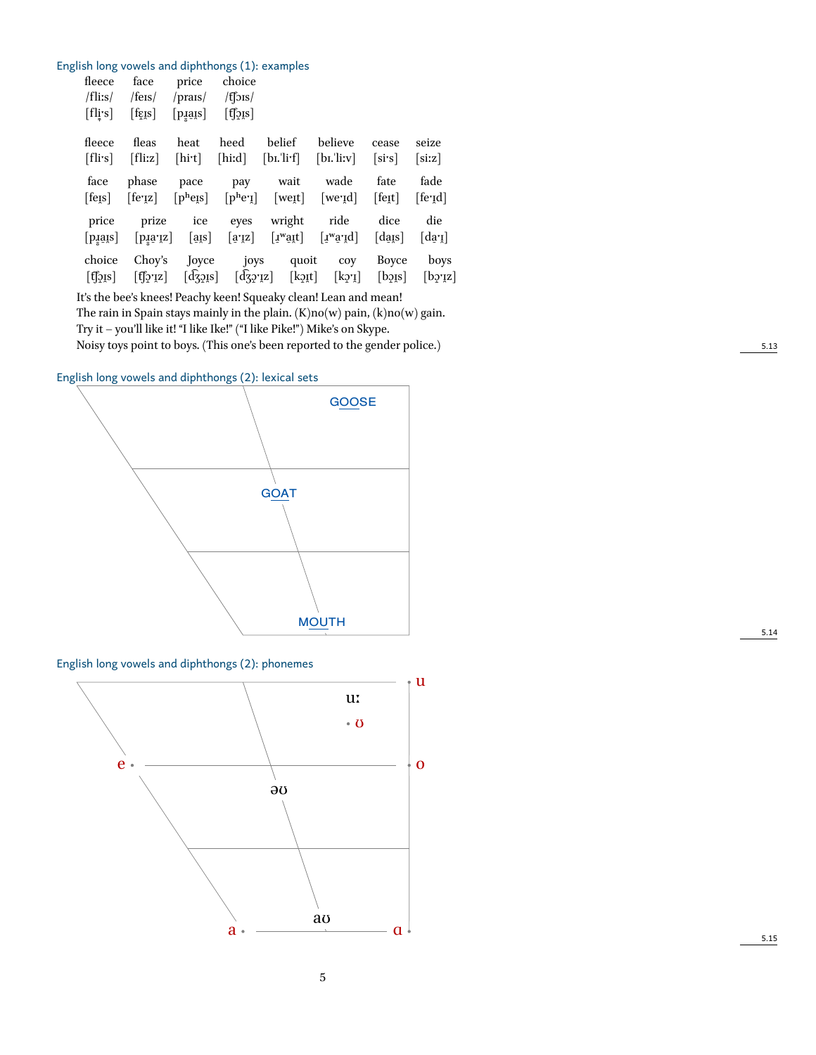## English long vowels and diphthongs (1): examples

| fleece | face | price | choice |
|---|---|---|---|
| /fliːs/ | /feɪs/ | /praɪs/ | /ʧɔɪs/ |
| [fli̞ˑs] | [fe̞ɪ̯s] | [pɹ̥a̠ɪ̯s] | [ʧɔ̝ɪ̯s] |

| fleece | fleas | heat | heed | belief | believe | cease | seize |
|---|---|---|---|---|---|---|---|
| [fliˑs] | [fliːz] | [hiˑt] | [hiːd] | [bɪ.ˈliˑf] | [bɪ.ˈliːv] | [siˑs] | [siːz] |
| **face** | **phase** | **pace** | **pay** | **wait** | **wade** | **fate** | **fade** |
| [feɪ̯s] | [feˑɪ̯z] | [pʰeɪ̯s] | [pʰeˑɪ̯] | [weɪ̯t] | [weˑɪ̯d] | [feɪ̯t] | [feˑɪ̯d] |
| **price** | **prize** | **ice** | **eyes** | **wright** | **ride** | **dice** | **die** |
| [pɹ̥a̠ɪ̯s] | [pɹ̥a̠ˑɪ̯z] | [a̠ɪ̯s] | [a̠ˑɪ̯z] | [ɹ̥ʷa̠ɪ̯t] | [ɹ̥ʷa̠ˑɪ̯d] | [da̠ɪ̯s] | [da̠ˑɪ̯] |
| **choice** | **Choy's** | **Joyce** | **joys** | **quoit** | **coy** | **Boyce** | **boys** |
| [ʧɔ̝ɪ̯s] | [ʧɔ̝ˑɪ̯z] | [d͡ʒɔ̝ɪ̯s] | [d͡ʒɔ̝ˑɪ̯z] | [kɔ̝ɪ̯t] | [kɔ̝ˑɪ̯] | [bɔ̝ɪ̯s] | [bɔ̝ˑɪ̯z] |

It's the bee's knees! Peachy keen! Squeaky clean! Lean and mean!
The rain in Spain stays mainly in the plain. (K)no(w) pain, (k)no(w) gain.
Try it – you'll like it! "I like Ike!" ("I like Pike!") Mike's on Skype.
Noisy toys point to boys. (This one's been reported to the gender police.)

5.13

## English long vowels and diphthongs (2): lexical sets

GOOSE

GOAT

MOUTH

5.14

## English long vowels and diphthongs (2): phonemes

u

uː

ʊ

e

o

əʊ

a

aʊ

ɑ

5.15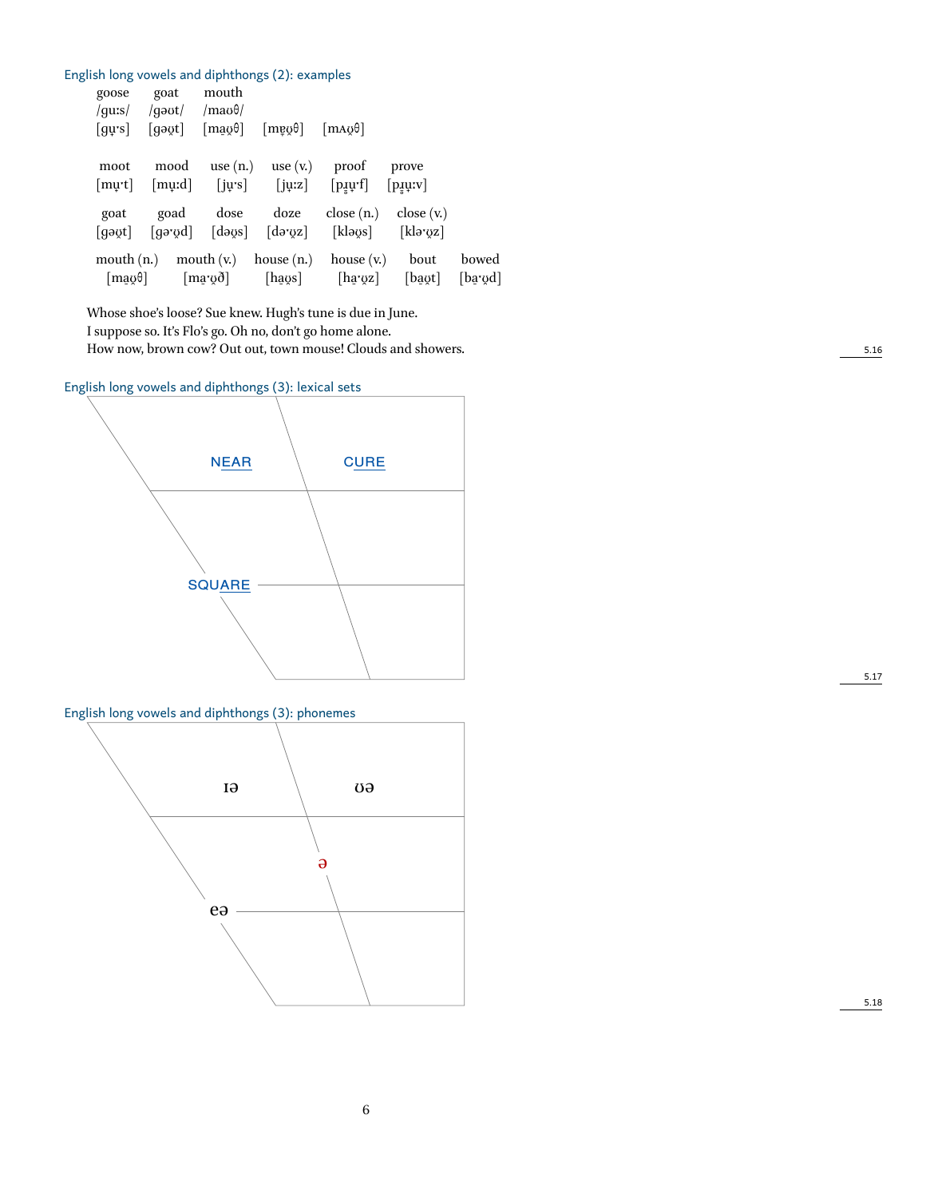### English long vowels and diphthongs (2): examples

| goose | goat | mouth | | |
|---|---|---|---|---|
| /guːs/ | /gəʊt/ | /maʊθ/ | | |
| [gʉ̟ˑs] | [gəʊ̞̈t] | [maʊ̞̈θ] | [mɐ̟ʊ̞̈θ] | [mʌʊ̞̈θ] |

| moot | mood | use (n.) | use (v.) | proof | prove |
|---|---|---|---|---|---|
| [mʉ̟ˑt] | [mʉ̟ːd] | [jʉ̟ˑs] | [jʉ̟ːz] | [pɹ̥ʉ̟ˑf] | [pɹ̥ʉ̟ːv] |

| goat | goad | dose | doze | close (n.) | close (v.) |
|---|---|---|---|---|---|
| [gəʊ̞t] | [gəˑʊ̞d] | [dəʊ̞s] | [dəˑʊ̞z] | [kləʊ̞s] | [kləˑʊ̞z] |

| mouth (n.) | mouth (v.) | house (n.) | house (v.) | bout | bowed |
|---|---|---|---|---|---|
| [ma̟ʊ̞θ] | [ma̟ˑʊ̞ð] | [ha̟ʊ̞s] | [ha̟ˑʊ̞z] | [ba̟ʊ̞t] | [ba̟ˑʊ̞d] |

Whose shoe's loose? Sue knew. Hugh's tune is due in June.
I suppose so. It's Flo's go. Oh no, don't go home alone.
How now, brown cow? Out out, town mouse! Clouds and showers.

5.16

### English long vowels and diphthongs (3): lexical sets

NEAR, CURE, SQUARE

5.17

### English long vowels and diphthongs (3): phonemes

ɪə, ʊə, ə, eə

5.18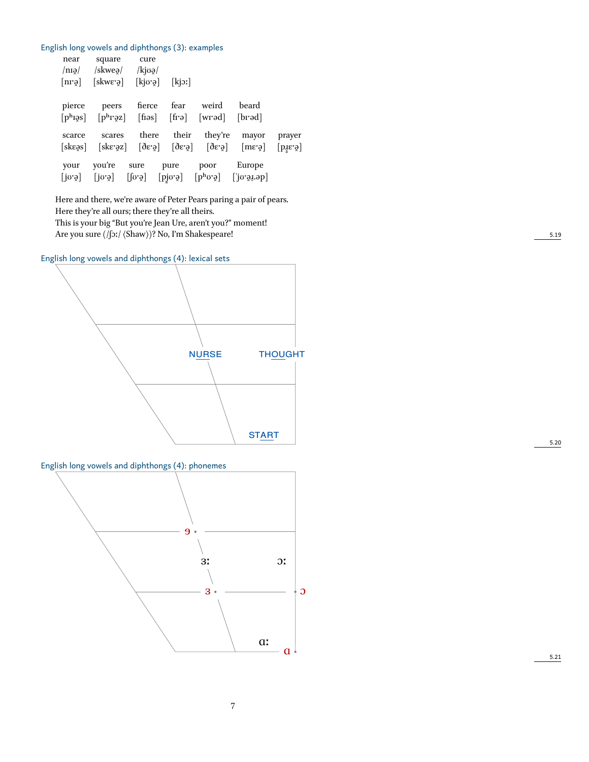## English long vowels and diphthongs (3): examples

| near | square | cure | |
|---|---|---|---|
| /nɪə̯/ | /skweə̯/ | /kjʊə̯/ | |
| [nɪˑə̯] | [skwɛˑə̯] | [kjʊˑə̯] | [kjɔː] |

| pierce | peers | fierce | fear | weird | beard | |
|---|---|---|---|---|---|---|
| [pʰɪə̯s] | [pʰɪˑə̯z] | [fɪəs] | [fɪˑə] | [wɪˑəd] | [bɪˑəd] | |
| **scarce** | **scares** | **there** | **their** | **they're** | **mayor** | **prayer** |
| [skɛə̯s] | [skɛˑə̯z] | [ðɛˑə̯] | [ðɛˑə̯] | [ðɛˑə̯] | [mɛˑə̯] | [pɹ̥ɛˑə̯] |
| **your** | **you're** | **sure** | **pure** | **poor** | **Europe** | |
| [jʊˑə̯] | [jʊˑə̯] | [ʃʊˑə̯] | [pj̊ʊˑə̯] | [pʰʊˑə̯] | [ˈjʊˑə̯ɹ.əp] | |

Here and there, we're aware of Peter Pears paring a pair of pears.
Here they're all ours; there they're all theirs.
This is your big "But you're Jean Ure, aren't you?" moment!
Are you sure (/ʃɔː/ ⟨Shaw⟩)? No, I'm Shakespeare!

5.19

## English long vowels and diphthongs (4): lexical sets

NURSE THOUGHT START

5.20

## English long vowels and diphthongs (4): phonemes

ɘ ɜː ɔː ɜ ɔ ɑː ɑ

5.21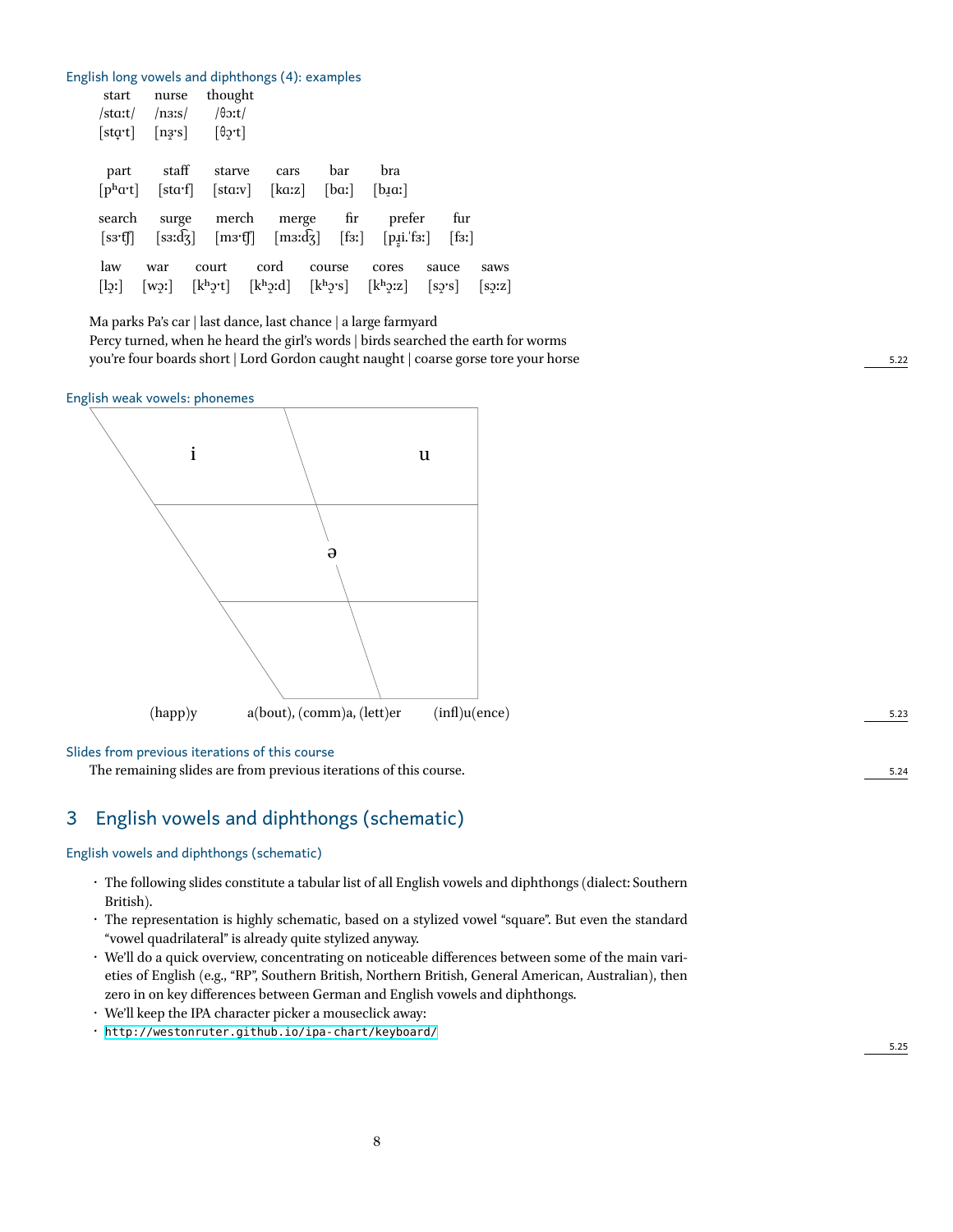### English long vowels and diphthongs (4): examples

| start | nurse | thought |
|---|---|---|
| /stɑːt/ | /nɜːs/ | /θɔːt/ |
| [stɑ̟ˑt] | [nɜ̞ˑs] | [θɔ̝ˑt] |

| part | staff | starve | cars | bar | bra |
|---|---|---|---|---|---|
| [pʰɑˑt] | [stɑˑf] | [stɑːv] | [kɑːz] | [bɑː] | [bɹ̥ɑː] |

| search | surge | merch | merge | fir | prefer | fur |
|---|---|---|---|---|---|---|
| [sɜˑʧ] | [sɜːd͡ʒ] | [mɜˑʧ] | [mɜːd͡ʒ] | [fɜː] | [pɹ̥i̥.ˈfɜː] | [fɜː] |

| law | war | court | cord | course | cores | sauce | saws |
|---|---|---|---|---|---|---|---|
| [lɔ̝ː] | [wɔ̝ː] | [kʰɔ̝ˑt] | [kʰɔ̝ːd] | [kʰɔ̝ˑs] | [kʰɔ̝ːz] | [sɔ̝ˑs] | [sɔ̝ːz] |

Ma parks Pa's car | last dance, last chance | a large farmyard
Percy turned, when he heard the girl's words | birds searched the earth for worms
you're four boards short | Lord Gordon caught naught | coarse gorse tore your horse

### English weak vowels: phonemes

(Vowel quadrilateral with i (upper front), u (upper back), ə (central))

(happ)y    a(bout), (comm)a, (lett)er    (infl)u(ence)

### Slides from previous iterations of this course

The remaining slides are from previous iterations of this course.

## 3 English vowels and diphthongs (schematic)

### English vowels and diphthongs (schematic)

- The following slides constitute a tabular list of all English vowels and diphthongs (dialect: Southern British).
- The representation is highly schematic, based on a stylized vowel "square". But even the standard "vowel quadrilateral" is already quite stylized anyway.
- We'll do a quick overview, concentrating on noticeable differences between some of the main varieties of English (e.g., "RP", Southern British, Northern British, General American, Australian), then zero in on key differences between German and English vowels and diphthongs.
- We'll keep the IPA character picker a mouseclick away:
- http://westonruter.github.io/ipa-chart/keyboard/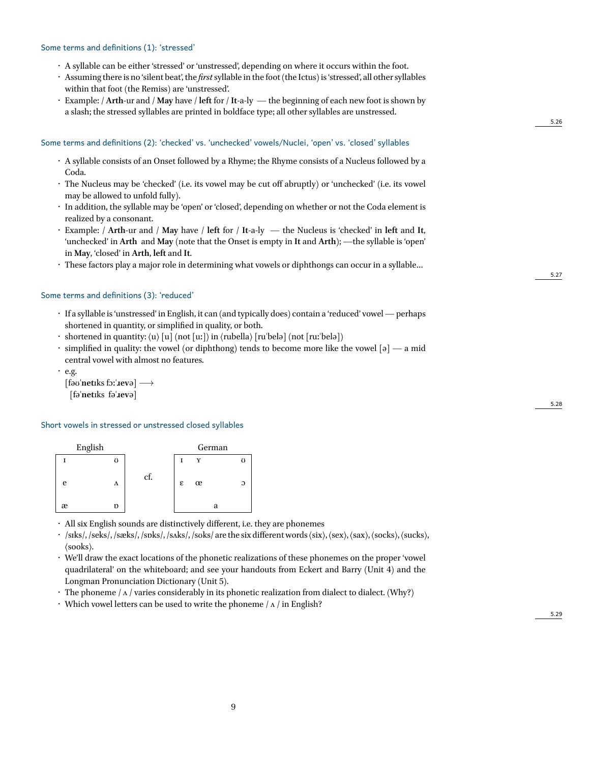## Some terms and definitions (1): ‘stressed’

- A syllable can be either ‘stressed’ or ‘unstressed’, depending on where it occurs within the foot.
- Assuming there is no ‘silent beat’, the *first* syllable in the foot (the Ictus) is ‘stressed’, all other syllables within that foot (the Remiss) are ‘unstressed’.
- Example: / **Arth**-ur and / **May** have / **left** for / **It**-a-ly — the beginning of each new foot is shown by a slash; the stressed syllables are printed in boldface type; all other syllables are unstressed.

5.26

## Some terms and definitions (2): ‘checked’ vs. ‘unchecked’ vowels/Nuclei, ‘open’ vs. ‘closed’ syllables

- A syllable consists of an Onset followed by a Rhyme; the Rhyme consists of a Nucleus followed by a Coda.
- The Nucleus may be ‘checked’ (i.e. its vowel may be cut off abruptly) or ‘unchecked’ (i.e. its vowel may be allowed to unfold fully).
- In addition, the syllable may be ‘open’ or ‘closed’, depending on whether or not the Coda element is realized by a consonant.
- Example: / **Arth**-ur and / **May** have / **left** for / **It**-a-ly — the Nucleus is ‘checked’ in **left** and **It**, ‘unchecked’ in **Arth** and **May** (note that the Onset is empty in **It** and **Arth**); —the syllable is ‘open’ in **May**, ‘closed’ in **Arth**, **left** and **It**.
- These factors play a major role in determining what vowels or diphthongs can occur in a syllable...

5.27

## Some terms and definitions (3): ‘reduced’

- If a syllable is ‘unstressed’ in English, it can (and typically does) contain a ‘reduced’ vowel — perhaps shortened in quantity, or simplified in quality, or both.
- shortened in quantity: ⟨u⟩ [u] (not [uː]) in ⟨rubella⟩ [ruˈbelə] (not [ruːˈbelə])
- simplified in quality: the vowel (or diphthong) tends to become more like the vowel [ə] — a mid central vowel with almost no features.
- e.g.
  [fəʊˈ**net**ɪks fɔːˈ**ɹev**ə] ⟶
  [fəˈ**net**ɪks fəˈ**ɹev**ə]

5.28

## Short vowels in stressed or unstressed closed syllables

English:

| ɪ | | ʊ |
|---|---|---|
| e | | ʌ |
| æ | | ɒ |

cf.

German:

| ɪ | ʏ | | ʊ |
|---|---|---|---|
| ɛ | œ | | ɔ |
| | | a | |

- All six English sounds are distinctively different, i.e. they are phonemes
- /sɪks/, /seks/, /sæks/, /sɒks/, /sʌks/, /sʊks/ are the six different words ⟨six⟩, ⟨sex⟩, ⟨sax⟩, ⟨socks⟩, ⟨sucks⟩, ⟨sooks⟩.
- We’ll draw the exact locations of the phonetic realizations of these phonemes on the proper ‘vowel quadrilateral’ on the whiteboard; and see your handouts from Eckert and Barry (Unit 4) and the Longman Pronunciation Dictionary (Unit 5).
- The phoneme / ʌ / varies considerably in its phonetic realization from dialect to dialect. (Why?)
- Which vowel letters can be used to write the phoneme / ʌ / in English?

5.29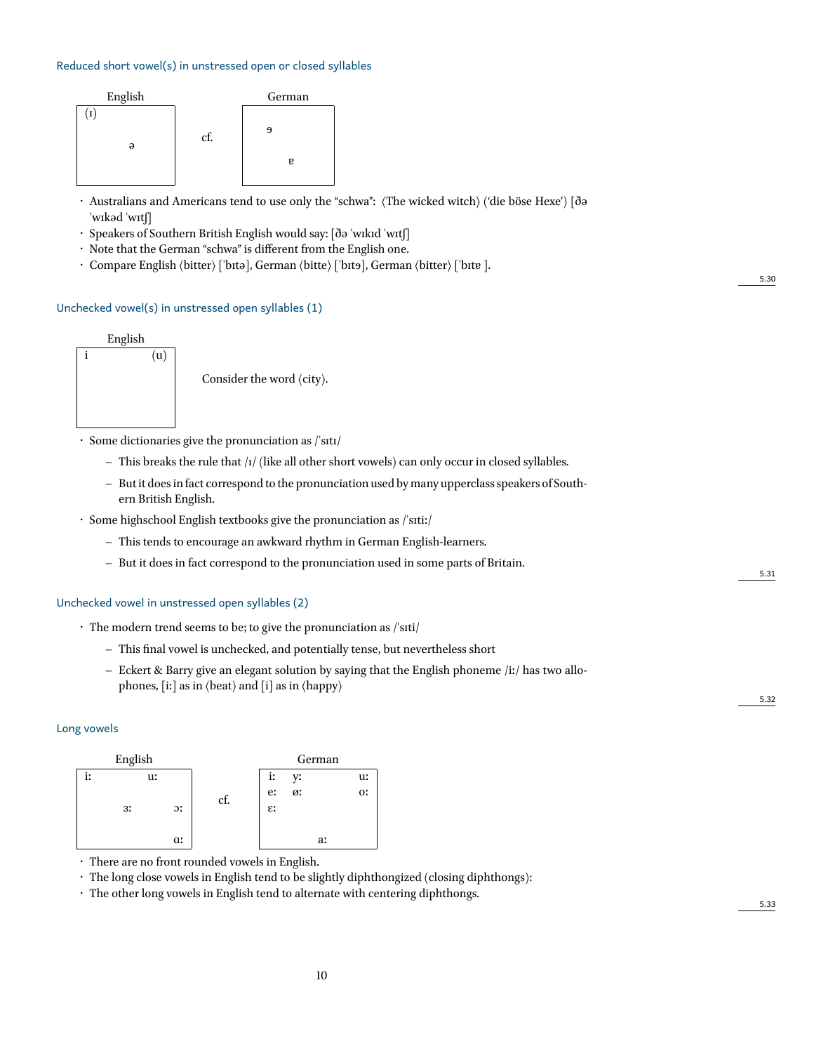### Reduced short vowel(s) in unstressed open or closed syllables

| English | | German |
|---|---|---|
| (ɪ) ə | cf. | ɘ ɐ |

- Australians and Americans tend to use only the "schwa": ⟨The wicked witch⟩ ('die böse Hexe') [ðə ˈwɪkəd ˈwɪtʃ]
- Speakers of Southern British English would say: [ðə ˈwɪkɪd ˈwɪtʃ]
- Note that the German "schwa" is different from the English one.
- Compare English ⟨bitter⟩ [ˈbɪtə], German ⟨bitte⟩ [ˈbɪtɘ], German ⟨bitter⟩ [ˈbɪtɐ ].

5.30

### Unchecked vowel(s) in unstressed open syllables (1)

| English |
|---|
| i (u) |

Consider the word ⟨city⟩.

- Some dictionaries give the pronunciation as /ˈsɪtɪ/
  - This breaks the rule that /ɪ/ (like all other short vowels) can only occur in closed syllables.
  - But it does in fact correspond to the pronunciation used by many upperclass speakers of Southern British English.
- Some highschool English textbooks give the pronunciation as /ˈsɪtiː/
  - This tends to encourage an awkward rhythm in German English-learners.
  - But it does in fact correspond to the pronunciation used in some parts of Britain.

5.31

### Unchecked vowel in unstressed open syllables (2)

- The modern trend seems to be; to give the pronunciation as /ˈsɪti/
  - This final vowel is unchecked, and potentially tense, but nevertheless short
  - Eckert & Barry give an elegant solution by saying that the English phoneme /iː/ has two allophones, [iː] as in ⟨beat⟩ and [i] as in ⟨happy⟩

5.32

### Long vowels

| English | | German |
|---|---|---|
| iː uː ɜː ɔː ɑː | cf. | iː yː uː eː øː oː ɛː aː |

- There are no front rounded vowels in English.
- The long close vowels in English tend to be slightly diphthongized (closing diphthongs):
- The other long vowels in English tend to alternate with centering diphthongs.

5.33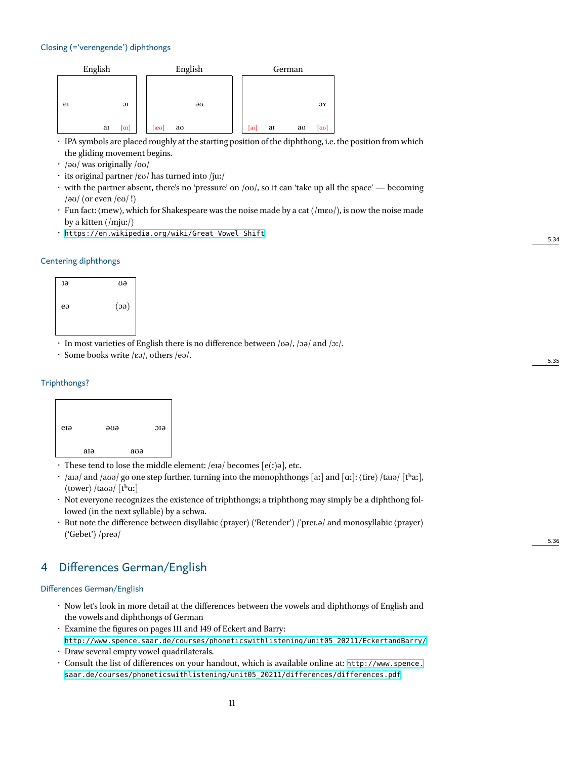### Closing (='verengende') diphthongs

| English | English | German |
| --- | --- | --- |
| eɪ ɔɪ aɪ [ɑɪ] | əʊ [æʊ] aʊ | ɔʏ [aɪ] aɪ aʊ [ɑʊ] |

- IPA symbols are placed roughly at the starting position of the diphthong, i.e. the position from which the gliding movement begins.
- /əʊ/ was originally /oʊ/
- its original partner /ɛʊ/ has turned into /juː/
- with the partner absent, there's no 'pressure' on /oʊ/, so it can 'take up all the space' — becoming /əʊ/ (or even /eʊ/ !)
- Fun fact: ⟨mew⟩, which for Shakespeare was the noise made by a cat (/mɛʊ/), is now the noise made by a kitten (/mjuː/)
- https://en.wikipedia.org/wiki/Great_Vowel_Shift

5.34

### Centering diphthongs

ɪə ʊə
eə (ɔə)

- In most varieties of English there is no difference between /ʊə/, /ɔə/ and /ɔː/.
- Some books write /ɛə/, others /eə/.

5.35

### Triphthongs?

eɪə əʊə ɔɪə
aɪə aʊə

- These tend to lose the middle element: /eɪə/ becomes [e(ː)ə], etc.
- /aɪə/ and /aʊə/ go one step further, turning into the monophthongs [aː] and [ɑː]: ⟨tire⟩ /taɪə/ [tʰaː], ⟨tower⟩ /taʊə/ [tʰɑː]
- Not everyone recognizes the existence of triphthongs; a triphthong may simply be a diphthong followed (in the next syllable) by a schwa.
- But note the difference between disyllabic ⟨prayer⟩ ('Betender') /ˈpreɪ.ə/ and monosyllabic ⟨prayer⟩ ('Gebet') /preə/

5.36

## 4 Differences German/English

### Differences German/English

- Now let's look in more detail at the differences between the vowels and diphthongs of English and the vowels and diphthongs of German
- Examine the figures on pages 111 and 149 of Eckert and Barry: http://www.spence.saar.de/courses/phoneticswithlistening/unit05_20211/EckertandBarry/
- Draw several empty vowel quadrilaterals.
- Consult the list of differences on your handout, which is available online at: http://www.spence.saar.de/courses/phoneticswithlistening/unit05_20211/differences/differences.pdf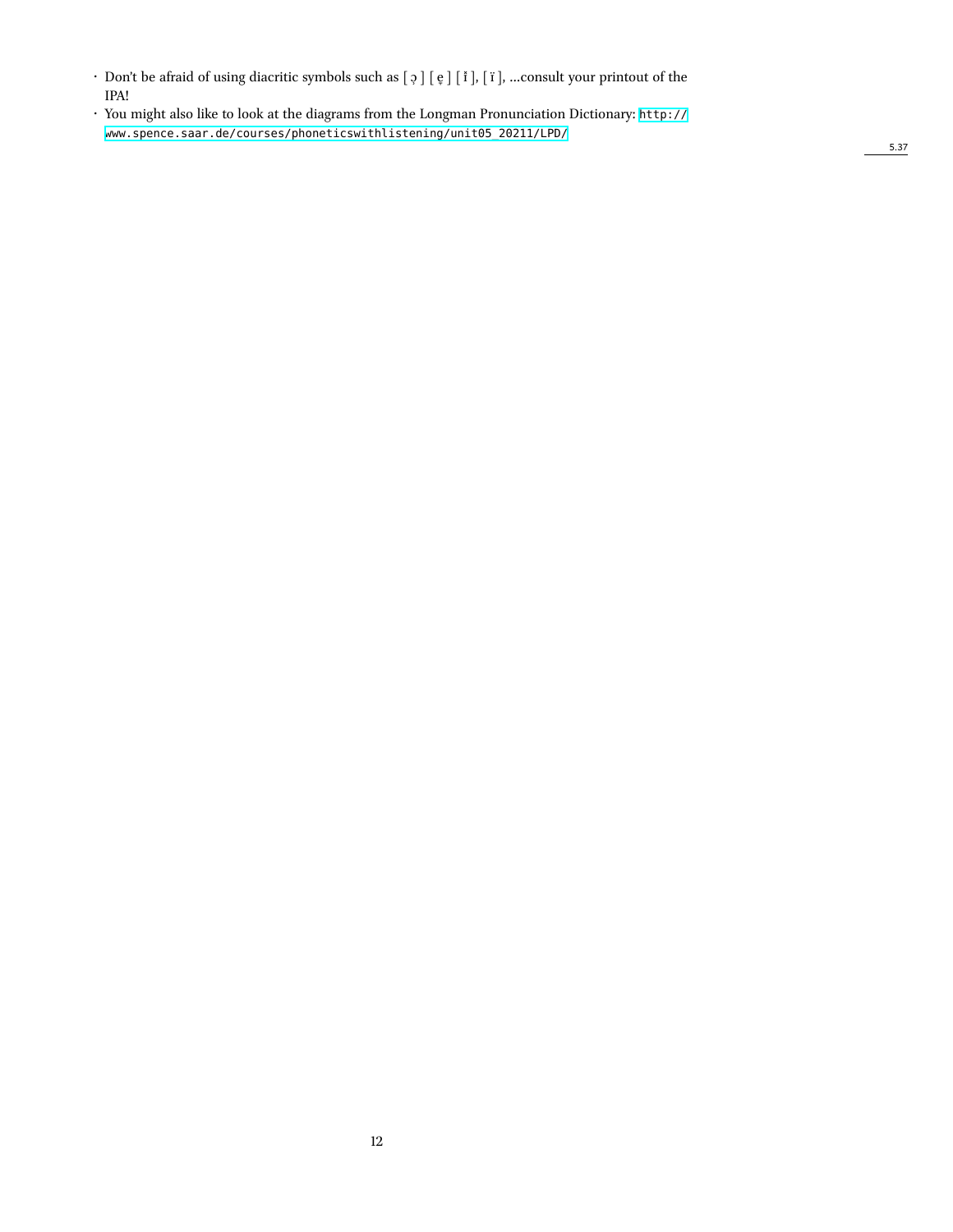- Don't be afraid of using diacritic symbols such as [ ɔ̧ ] [ e̞ ] [ ɪ̌ ], [ ɪ̈ ], ...consult your printout of the IPA!
- You might also like to look at the diagrams from the Longman Pronunciation Dictionary: http://www.spence.saar.de/courses/phoneticswithlistening/unit05_20211/LPD/

5.37